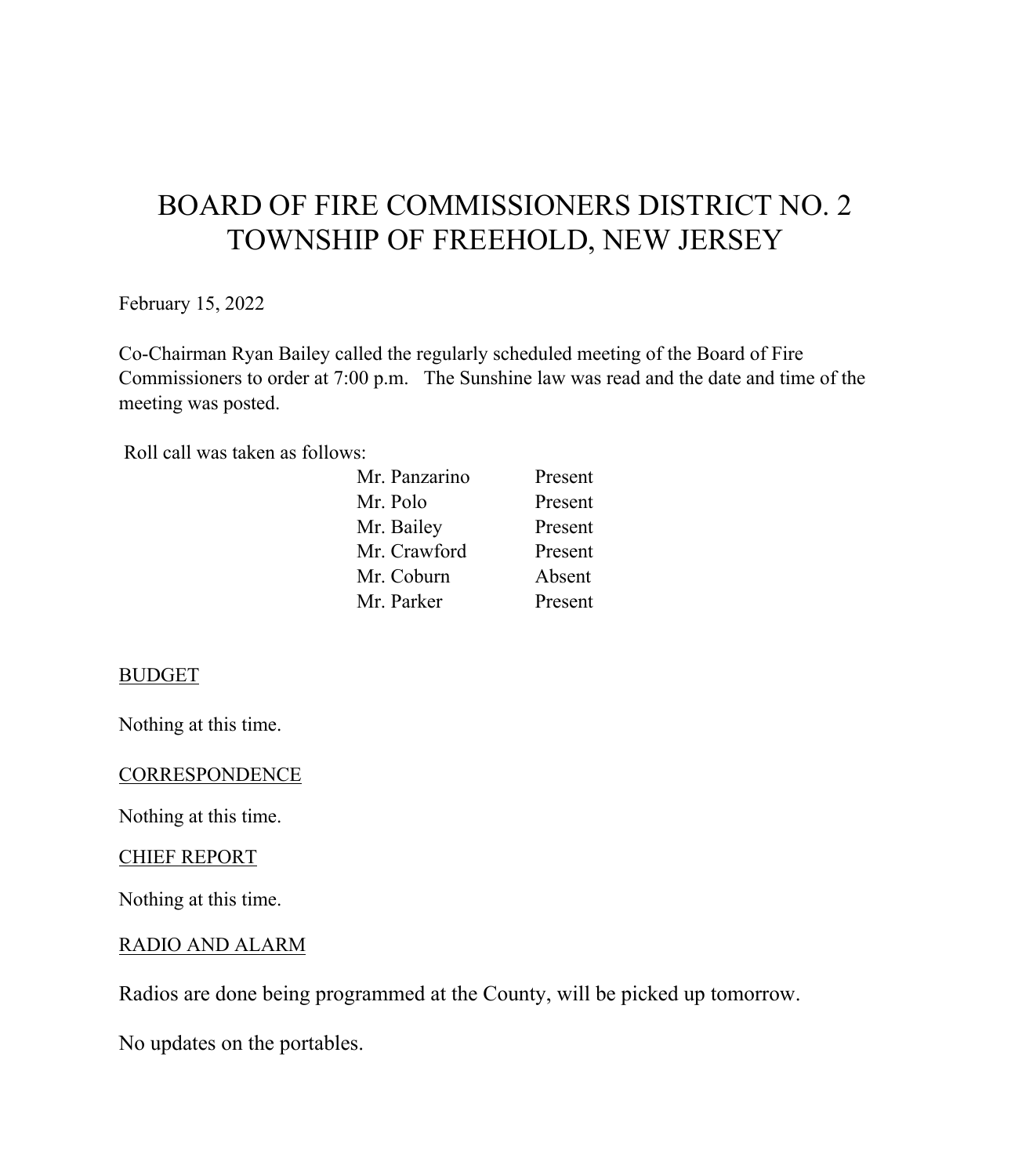# BOARD OF FIRE COMMISSIONERS DISTRICT NO. 2
# TOWNSHIP OF FREEHOLD, NEW JERSEY

February 15, 2022

Co-Chairman Ryan Bailey called the regularly scheduled meeting of the Board of Fire Commissioners to order at 7:00 p.m. The Sunshine law was read and the date and time of the meeting was posted.

Roll call was taken as follows:

| | |
|---|---|
| Mr. Panzarino | Present |
| Mr. Polo | Present |
| Mr. Bailey | Present |
| Mr. Crawford | Present |
| Mr. Coburn | Absent |
| Mr. Parker | Present |

<u>BUDGET</u>

Nothing at this time.

<u>CORRESPONDENCE</u>

Nothing at this time.

<u>CHIEF REPORT</u>

Nothing at this time.

<u>RADIO AND ALARM</u>

Radios are done being programmed at the County, will be picked up tomorrow.

No updates on the portables.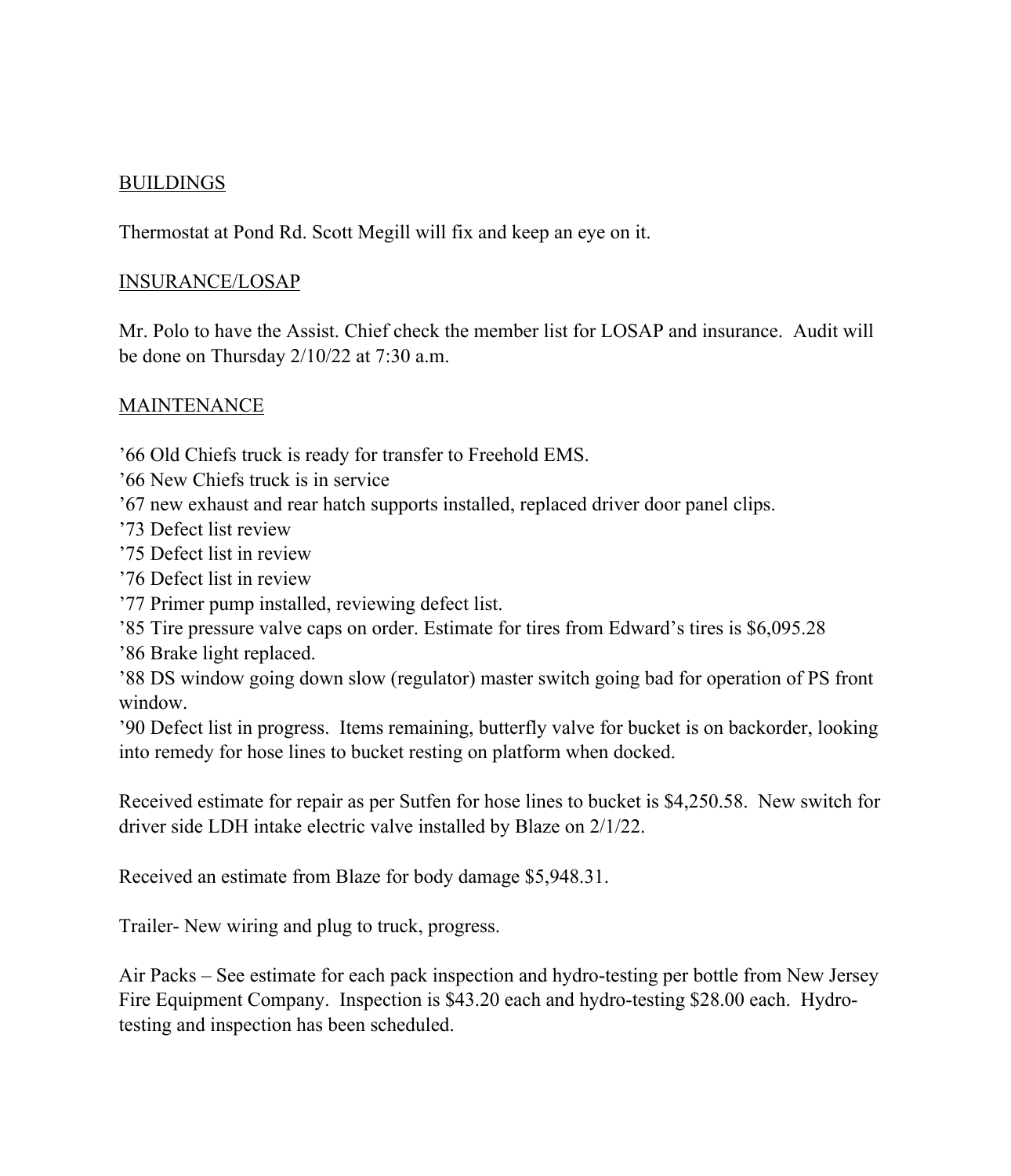## BUILDINGS

Thermostat at Pond Rd. Scott Megill will fix and keep an eye on it.

## INSURANCE/LOSAP

Mr. Polo to have the Assist. Chief check the member list for LOSAP and insurance. Audit will be done on Thursday 2/10/22 at 7:30 a.m.

## MAINTENANCE

’66 Old Chiefs truck is ready for transfer to Freehold EMS.
’66 New Chiefs truck is in service
’67 new exhaust and rear hatch supports installed, replaced driver door panel clips.
’73 Defect list review
’75 Defect list in review
’76 Defect list in review
’77 Primer pump installed, reviewing defect list.
’85 Tire pressure valve caps on order. Estimate for tires from Edward’s tires is $6,095.28
’86 Brake light replaced.
’88 DS window going down slow (regulator) master switch going bad for operation of PS front window.
’90 Defect list in progress. Items remaining, butterfly valve for bucket is on backorder, looking into remedy for hose lines to bucket resting on platform when docked.

Received estimate for repair as per Sutfen for hose lines to bucket is $4,250.58. New switch for driver side LDH intake electric valve installed by Blaze on 2/1/22.

Received an estimate from Blaze for body damage $5,948.31.

Trailer- New wiring and plug to truck, progress.

Air Packs – See estimate for each pack inspection and hydro-testing per bottle from New Jersey Fire Equipment Company. Inspection is $43.20 each and hydro-testing $28.00 each. Hydro-testing and inspection has been scheduled.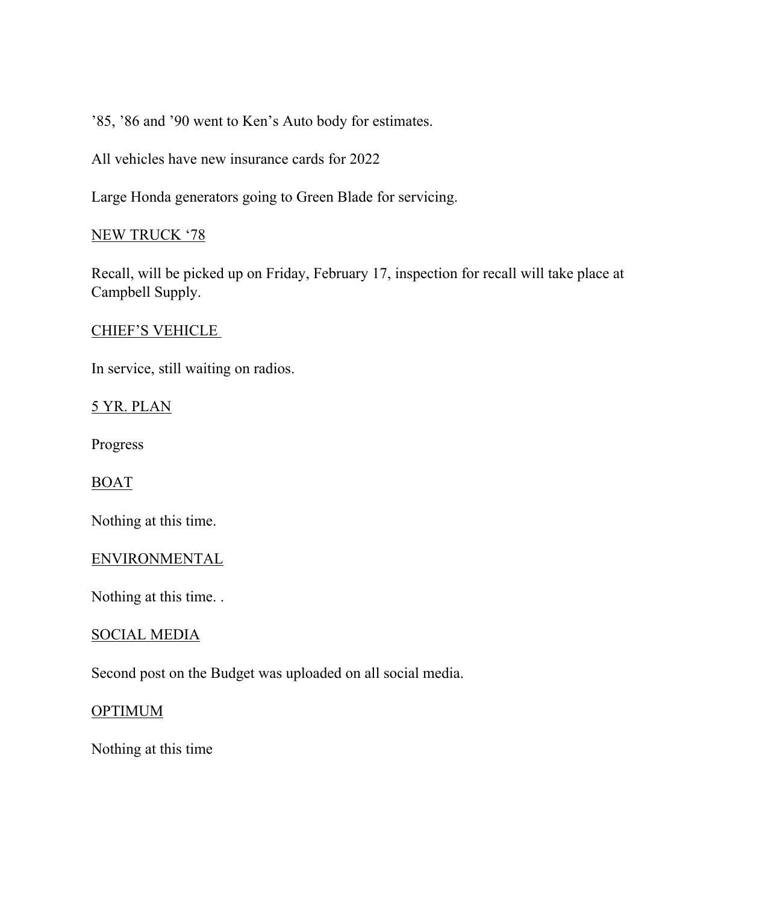’85, ’86 and ’90 went to Ken’s Auto body for estimates.

All vehicles have new insurance cards for 2022

Large Honda generators going to Green Blade for servicing.

<u>NEW TRUCK ‘78</u>

Recall, will be picked up on Friday, February 17, inspection for recall will take place at Campbell Supply.

<u>CHIEF’S VEHICLE</u>

In service, still waiting on radios.

<u>5 YR. PLAN</u>

Progress

<u>BOAT</u>

Nothing at this time.

<u>ENVIRONMENTAL</u>

Nothing at this time. .

<u>SOCIAL MEDIA</u>

Second post on the Budget was uploaded on all social media.

<u>OPTIMUM</u>

Nothing at this time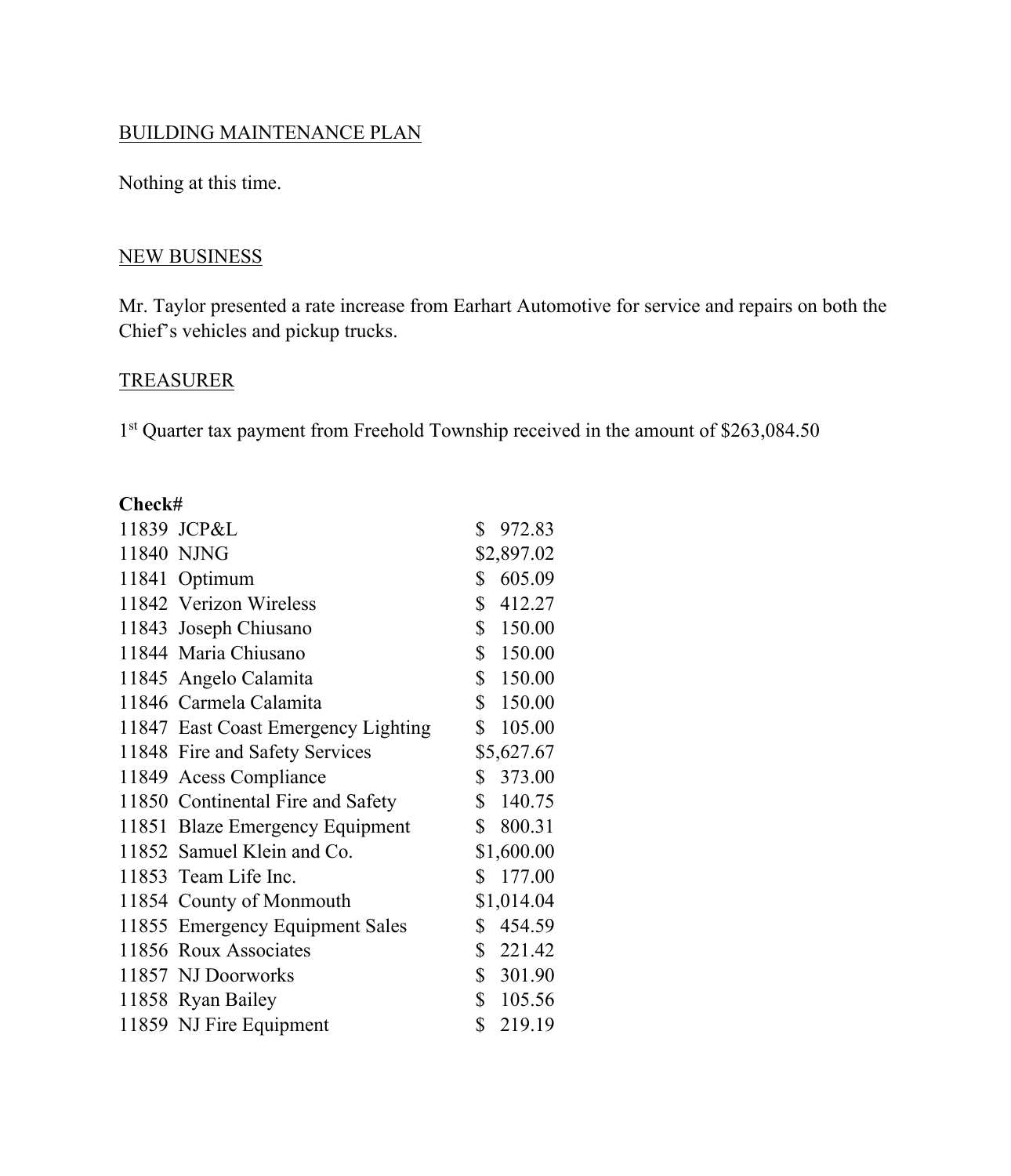## BUILDING MAINTENANCE PLAN

Nothing at this time.

## NEW BUSINESS

Mr. Taylor presented a rate increase from Earhart Automotive for service and repairs on both the Chief's vehicles and pickup trucks.

## TREASURER

1st Quarter tax payment from Freehold Township received in the amount of $263,084.50

| Check# | | |
|---|---|---|
| 11839 | JCP&L | $ 972.83 |
| 11840 | NJNG | $2,897.02 |
| 11841 | Optimum | $ 605.09 |
| 11842 | Verizon Wireless | $ 412.27 |
| 11843 | Joseph Chiusano | $ 150.00 |
| 11844 | Maria Chiusano | $ 150.00 |
| 11845 | Angelo Calamita | $ 150.00 |
| 11846 | Carmela Calamita | $ 150.00 |
| 11847 | East Coast Emergency Lighting | $ 105.00 |
| 11848 | Fire and Safety Services | $5,627.67 |
| 11849 | Acess Compliance | $ 373.00 |
| 11850 | Continental Fire and Safety | $ 140.75 |
| 11851 | Blaze Emergency Equipment | $ 800.31 |
| 11852 | Samuel Klein and Co. | $1,600.00 |
| 11853 | Team Life Inc. | $ 177.00 |
| 11854 | County of Monmouth | $1,014.04 |
| 11855 | Emergency Equipment Sales | $ 454.59 |
| 11856 | Roux Associates | $ 221.42 |
| 11857 | NJ Doorworks | $ 301.90 |
| 11858 | Ryan Bailey | $ 105.56 |
| 11859 | NJ Fire Equipment | $ 219.19 |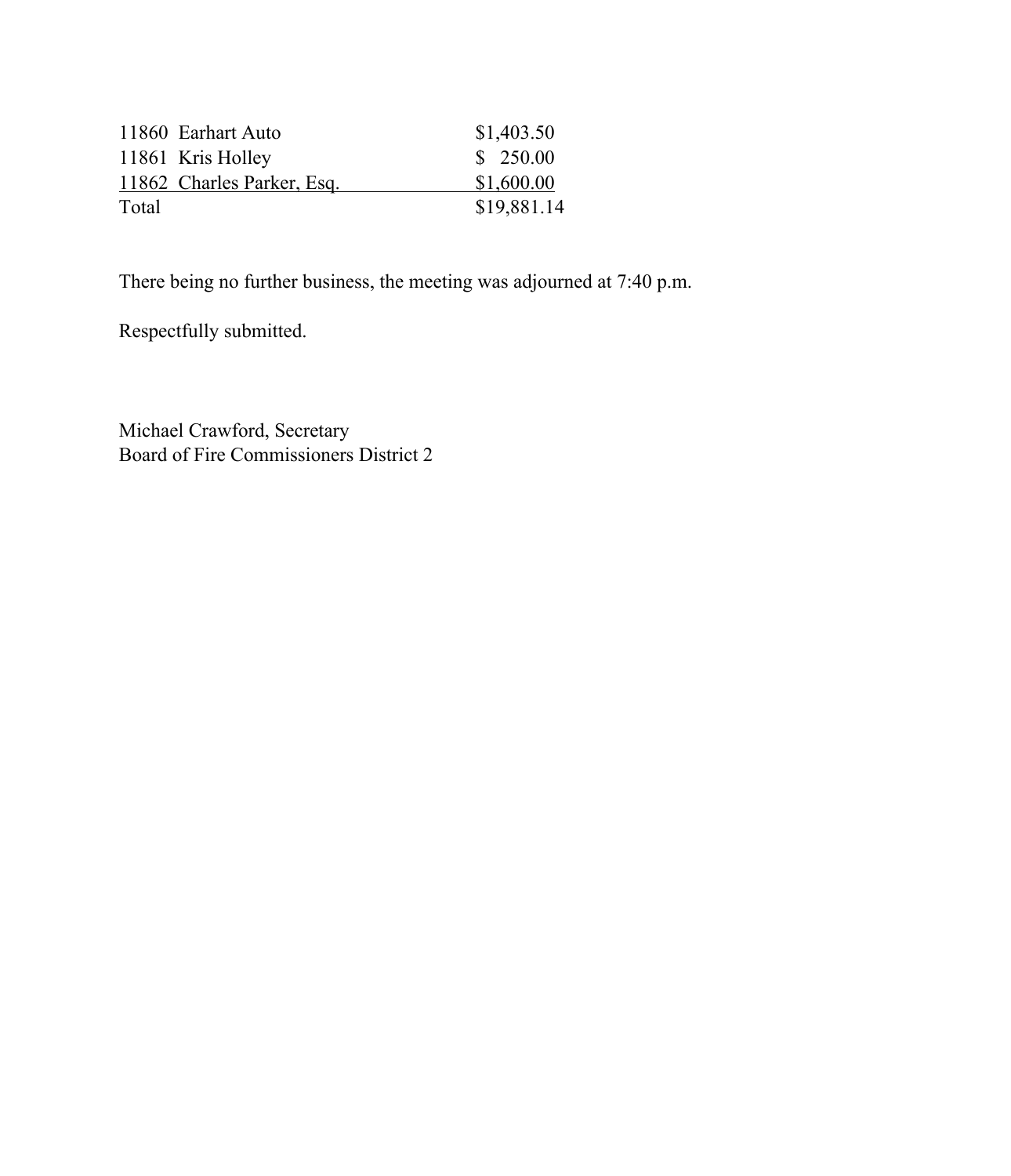| | |
|---|---|
| 11860 Earhart Auto | $1,403.50 |
| 11861 Kris Holley | $ 250.00 |
| 11862 Charles Parker, Esq. | $1,600.00 |
| Total | $19,881.14 |

There being no further business, the meeting was adjourned at 7:40 p.m.

Respectfully submitted.

Michael Crawford, Secretary
Board of Fire Commissioners District 2